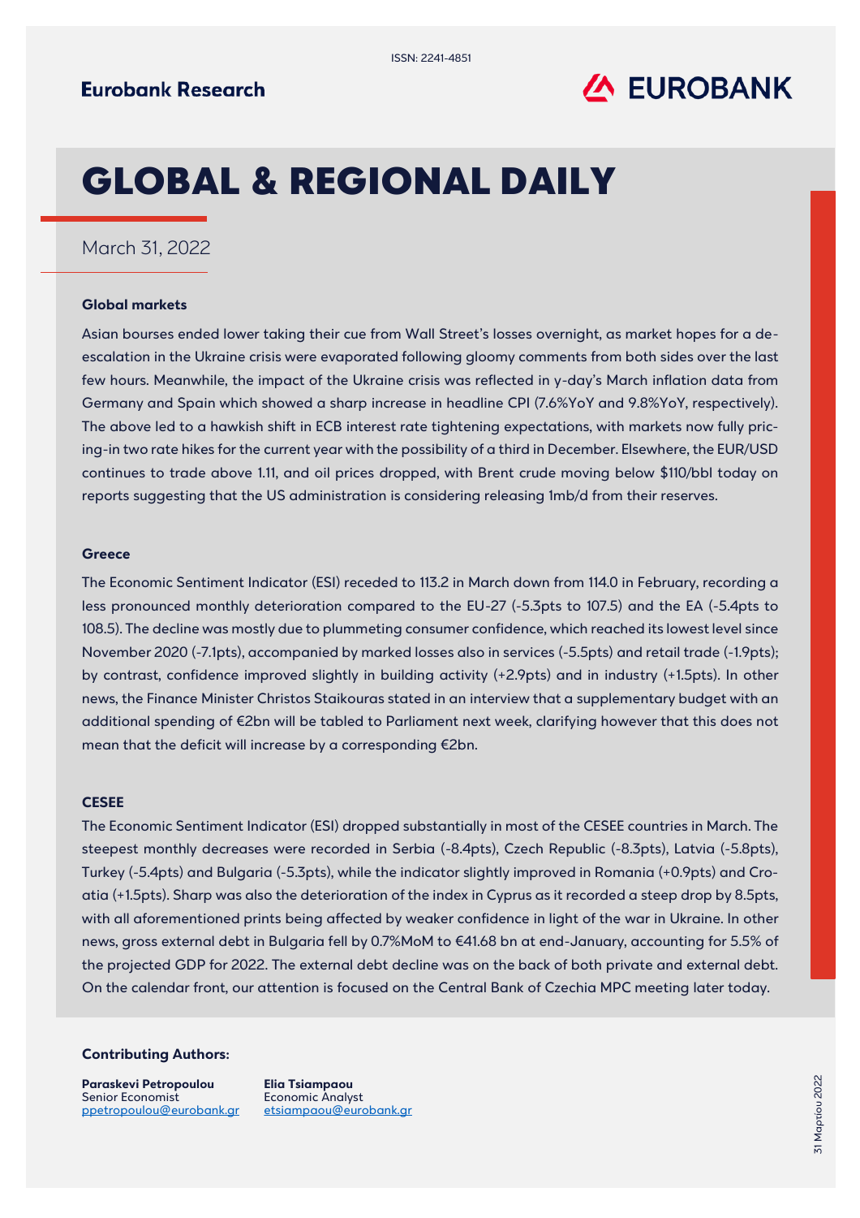ISSN: 2241-4851

Eurobank Research

EUROBANK

# GLOBAL & REGIONAL DAILY

March 31, 2022

### Global markets

Asian bourses ended lower taking their cue from Wall Street's losses overnight, as market hopes for a de-escalation in the Ukraine crisis were evaporated following gloomy comments from both sides over the last few hours. Meanwhile, the impact of the Ukraine crisis was reflected in y-day's March inflation data from Germany and Spain which showed a sharp increase in headline CPI (7.6%YoY and 9.8%YoY, respectively). The above led to a hawkish shift in ECB interest rate tightening expectations, with markets now fully pricing-in two rate hikes for the current year with the possibility of a third in December. Elsewhere, the EUR/USD continues to trade above 1.11, and oil prices dropped, with Brent crude moving below $110/bbl today on reports suggesting that the US administration is considering releasing 1mb/d from their reserves.

### Greece

The Economic Sentiment Indicator (ESI) receded to 113.2 in March down from 114.0 in February, recording a less pronounced monthly deterioration compared to the EU-27 (-5.3pts to 107.5) and the EA (-5.4pts to 108.5). The decline was mostly due to plummeting consumer confidence, which reached its lowest level since November 2020 (-7.1pts), accompanied by marked losses also in services (-5.5pts) and retail trade (-1.9pts); by contrast, confidence improved slightly in building activity (+2.9pts) and in industry (+1.5pts). In other news, the Finance Minister Christos Staikouras stated in an interview that a supplementary budget with an additional spending of €2bn will be tabled to Parliament next week, clarifying however that this does not mean that the deficit will increase by a corresponding €2bn.

### CESEE

The Economic Sentiment Indicator (ESI) dropped substantially in most of the CESEE countries in March. The steepest monthly decreases were recorded in Serbia (-8.4pts), Czech Republic (-8.3pts), Latvia (-5.8pts), Turkey (-5.4pts) and Bulgaria (-5.3pts), while the indicator slightly improved in Romania (+0.9pts) and Croatia (+1.5pts). Sharp was also the deterioration of the index in Cyprus as it recorded a steep drop by 8.5pts, with all aforementioned prints being affected by weaker confidence in light of the war in Ukraine. In other news, gross external debt in Bulgaria fell by 0.7%MoM to €41.68 bn at end-January, accounting for 5.5% of the projected GDP for 2022. The external debt decline was on the back of both private and external debt. On the calendar front, our attention is focused on the Central Bank of Czechia MPC meeting later today.

**Contributing Authors:**

**Paraskevi Petropoulou**
Senior Economist
ppetropoulou@eurobank.gr

**Elia Tsiampaou**
Economic Analyst
etsiampaou@eurobank.gr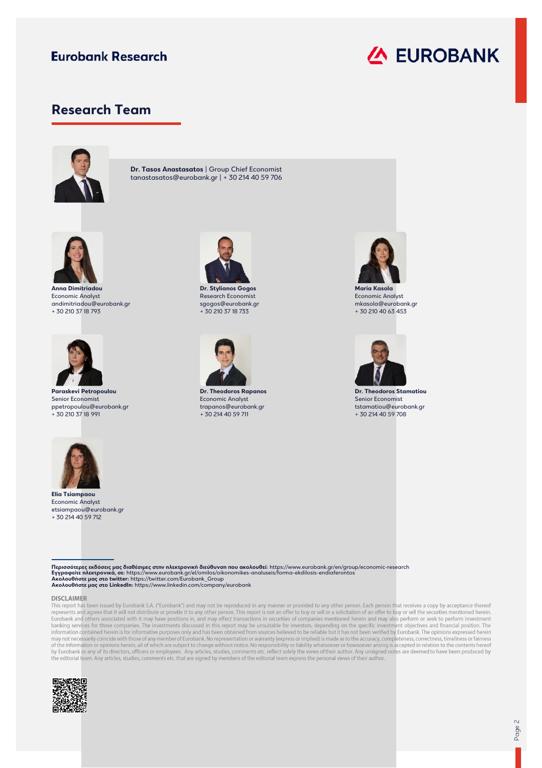Eurobank Research

EUROBANK

## Research Team

**Dr. Tasos Anastasatos** | Group Chief Economist
tanastasatos@eurobank.gr | + 30 214 40 59 706

**Anna Dimitriadou**
Economic Analyst
andimitriadou@eurobank.gr
+ 30 210 37 18 793

**Dr. Stylianos Gogos**
Research Economist
sgogos@eurobank.gr
+ 30 210 37 18 733

**Maria Kasola**
Economic Analyst
mkasola@eurobank.gr
+ 30 210 40 63 453

**Paraskevi Petropoulou**
Senior Economist
ppetropoulou@eurobank.gr
+ 30 210 37 18 991

**Dr. Theodoros Rapanos**
Economic Analyst
trapanos@eurobank.gr
+ 30 214 40 59 711

**Dr. Theodoros Stamatiou**
Senior Economist
tstamatiou@eurobank.gr
+ 30 214 40 59 708

**Elia Tsiampaou**
Economic Analyst
etsiampaou@eurobank.gr
+ 30 214 40 59 712

**Περισσότερες εκδόσεις μας διαθέσιμες στην ηλεκτρονική διεύθυνση που ακολουθεί:** https://www.eurobank.gr/en/group/economic-research
**Εγγραφείτε ηλεκτρονικά, σε:** https://www.eurobank.gr/el/omilos/oikonomikes-analuseis/forma-ekdilosis-endiaferontos
**Ακολουθήστε μας στο twitter:** https://twitter.com/Eurobank_Group
**Ακολουθήστε μας στο LinkedIn:** https://www.linkedin.com/company/eurobank

**DISCLAIMER**
This report has been issued by Eurobank S.A. ("Eurobank") and may not be reproduced in any manner or provided to any other person. Each person that receives a copy by acceptance thereof represents and agrees that it will not distribute or provide it to any other person. This report is not an offer to buy or sell or a solicitation of an offer to buy or sell the securities mentioned herein. Eurobank and others associated with it may have positions in, and may effect transactions in securities of companies mentioned herein and may also perform or seek to perform investment banking services for those companies. The investments discussed in this report may be unsuitable for investors, depending on the specific investment objectives and financial position. The information contained herein is for informative purposes only and has been obtained from sources believed to be reliable but it has not been verified by Eurobank. The opinions expressed herein may not necessarily coincide with those of any member of Eurobank. No representation or warranty (express or implied) is made as to the accuracy, completeness, correctness, timeliness or fairness of the information or opinions herein, all of which are subject to change without notice. No responsibility or liability whatsoever or howsoever arising is accepted in relation to the contents hereof by Eurobank or any of its directors, officers or employees. Any articles, studies, comments etc. reflect solely the views of their author. Any unsigned notes are deemed to have been produced by the editorial team. Any articles, studies, comments etc. that are signed by members of the editorial team express the personal views of their author.